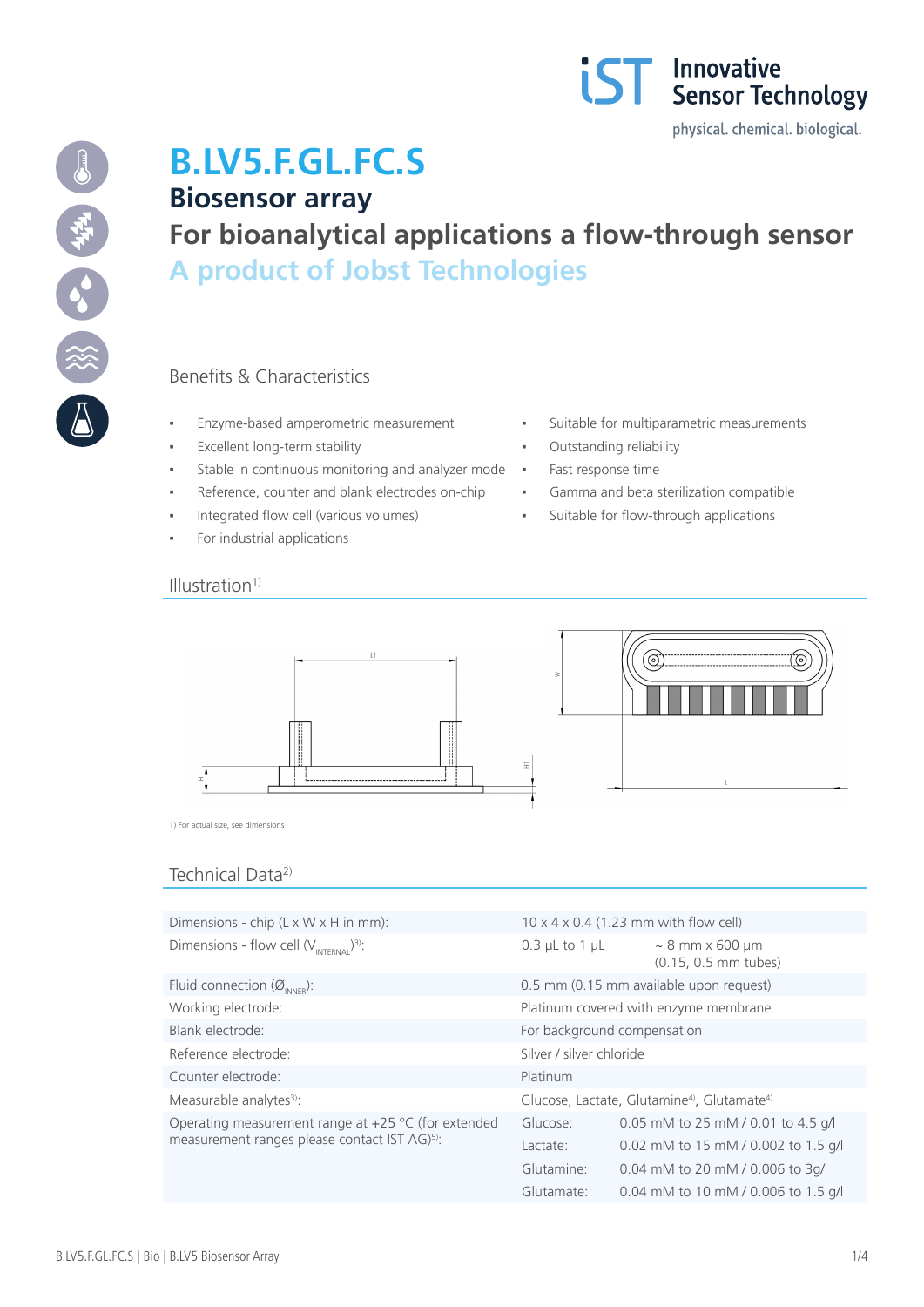# B.LV5.F.GL.FC.S

## Biosensor array

## For bioanalytical applications a flow-through sensor

## A product of Jobst Technologies

### Benefits & Characteristics

- Enzyme-based amperometric measurement
- Excellent long-term stability
- Stable in continuous monitoring and analyzer mode
- Reference, counter and blank electrodes on-chip
- Integrated flow cell (various volumes)
- For industrial applications
- Suitable for multiparametric measurements
- Outstanding reliability
- Fast response time
- Gamma and beta sterilization compatible
- Suitable for flow-through applications

### Illustration[1]

1) For actual size, see dimensions

### Technical Data[2]

| | | |
|---|---|---|
| Dimensions - chip (L x W x H in mm): | 10 x 4 x 0.4 (1.23 mm with flow cell) | |
| Dimensions - flow cell ($V_{INTERNAL}$)[3]: | 0.3 µL to 1 µL | ~ 8 mm x 600 µm (0.15, 0.5 mm tubes) |
| Fluid connection ($Ø_{INNER}$): | 0.5 mm (0.15 mm available upon request) | |
| Working electrode: | Platinum covered with enzyme membrane | |
| Blank electrode: | For background compensation | |
| Reference electrode: | Silver / silver chloride | |
| Counter electrode: | Platinum | |
| Measurable analytes[3]: | Glucose, Lactate, Glutamine[4], Glutamate[4] | |
| Operating measurement range at +25 °C (for extended measurement ranges please contact IST AG)[5]: | Glucose: | 0.05 mM to 25 mM / 0.01 to 4.5 g/l |
| | Lactate: | 0.02 mM to 15 mM / 0.002 to 1.5 g/l |
| | Glutamine: | 0.04 mM to 20 mM / 0.006 to 3g/l |
| | Glutamate: | 0.04 mM to 10 mM / 0.006 to 1.5 g/l |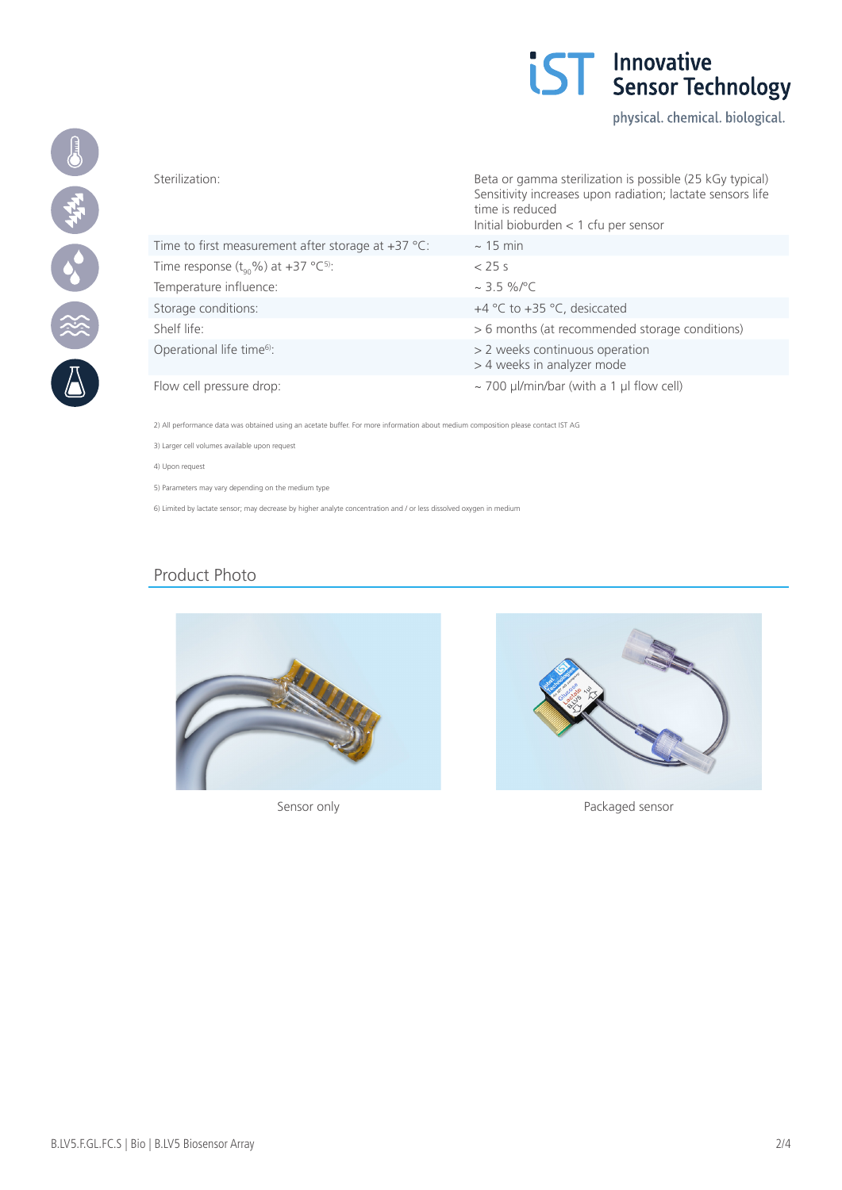| | |
|---|---|
| Sterilization: | Beta or gamma sterilization is possible (25 kGy typical)<br>Sensitivity increases upon radiation; lactate sensors life time is reduced<br>Initial bioburden < 1 cfu per sensor |
| Time to first measurement after storage at +37 °C: | ~ 15 min |
| Time response ($t_{90}$%) at +37 °C[5]: | < 25 s |
| Temperature influence: | ~ 3.5 %/°C |
| Storage conditions: | +4 °C to +35 °C, desiccated |
| Shelf life: | > 6 months (at recommended storage conditions) |
| Operational life time[6]: | > 2 weeks continuous operation<br>> 4 weeks in analyzer mode |
| Flow cell pressure drop: | ~ 700 µl/min/bar (with a 1 µl flow cell) |

2) All performance data was obtained using an acetate buffer. For more information about medium composition please contact IST AG

3) Larger cell volumes available upon request

4) Upon request

5) Parameters may vary depending on the medium type

6) Limited by lactate sensor; may decrease by higher analyte concentration and / or less dissolved oxygen in medium

## Product Photo

Sensor only

Packaged sensor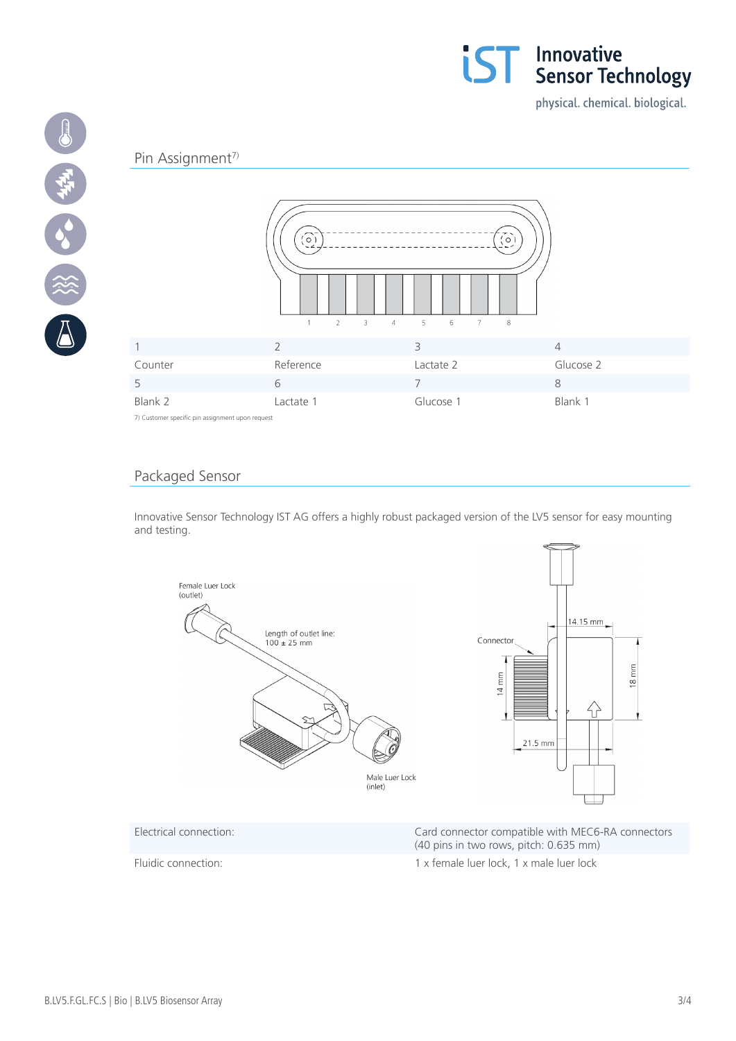## Pin Assignment[7]

| 1 | 2 | 3 | 4 |
|---|---|---|---|
| Counter | Reference | Lactate 2 | Glucose 2 |
| 5 | 6 | 7 | 8 |
| Blank 2 | Lactate 1 | Glucose 1 | Blank 1 |

7) Customer specific pin assignment upon request

## Packaged Sensor

Innovative Sensor Technology IST AG offers a highly robust packaged version of the LV5 sensor for easy mounting and testing.

| | |
|---|---|
| Electrical connection: | Card connector compatible with MEC6-RA connectors (40 pins in two rows, pitch: 0.635 mm) |
| Fluidic connection: | 1 x female luer lock, 1 x male luer lock |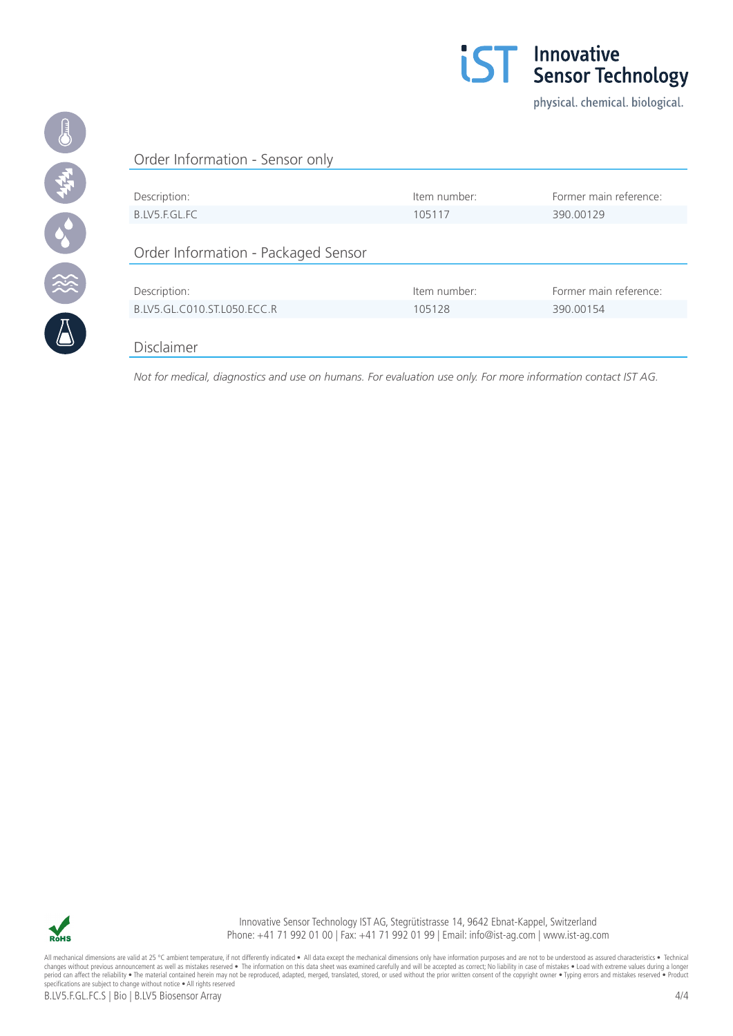## Order Information - Sensor only

| Description: | Item number: | Former main reference: |
|---|---|---|
| B.LV5.F.GL.FC | 105117 | 390.00129 |

## Order Information - Packaged Sensor

| Description: | Item number: | Former main reference: |
|---|---|---|
| B.LV5.GL.C010.ST.L050.ECC.R | 105128 | 390.00154 |

## Disclaimer

*Not for medical, diagnostics and use on humans. For evaluation use only. For more information contact IST AG.*

Innovative Sensor Technology IST AG, Stegrütistrasse 14, 9642 Ebnat-Kappel, Switzerland
Phone: +41 71 992 01 00 | Fax: +41 71 992 01 99 | Email: info@ist-ag.com | www.ist-ag.com

All mechanical dimensions are valid at 25 °C ambient temperature, if not differently indicated • All data except the mechanical dimensions only have information purposes and are not to be understood as assured characteristics • Technical changes without previous announcement as well as mistakes reserved • The information on this data sheet was examined carefully and will be accepted as correct; No liability in case of mistakes • Load with extreme values during a longer period can affect the reliability • The material contained herein may not be reproduced, adapted, merged, translated, stored, or used without the prior written consent of the copyright owner • Typing errors and mistakes reserved • Product specifications are subject to change without notice • All rights reserved